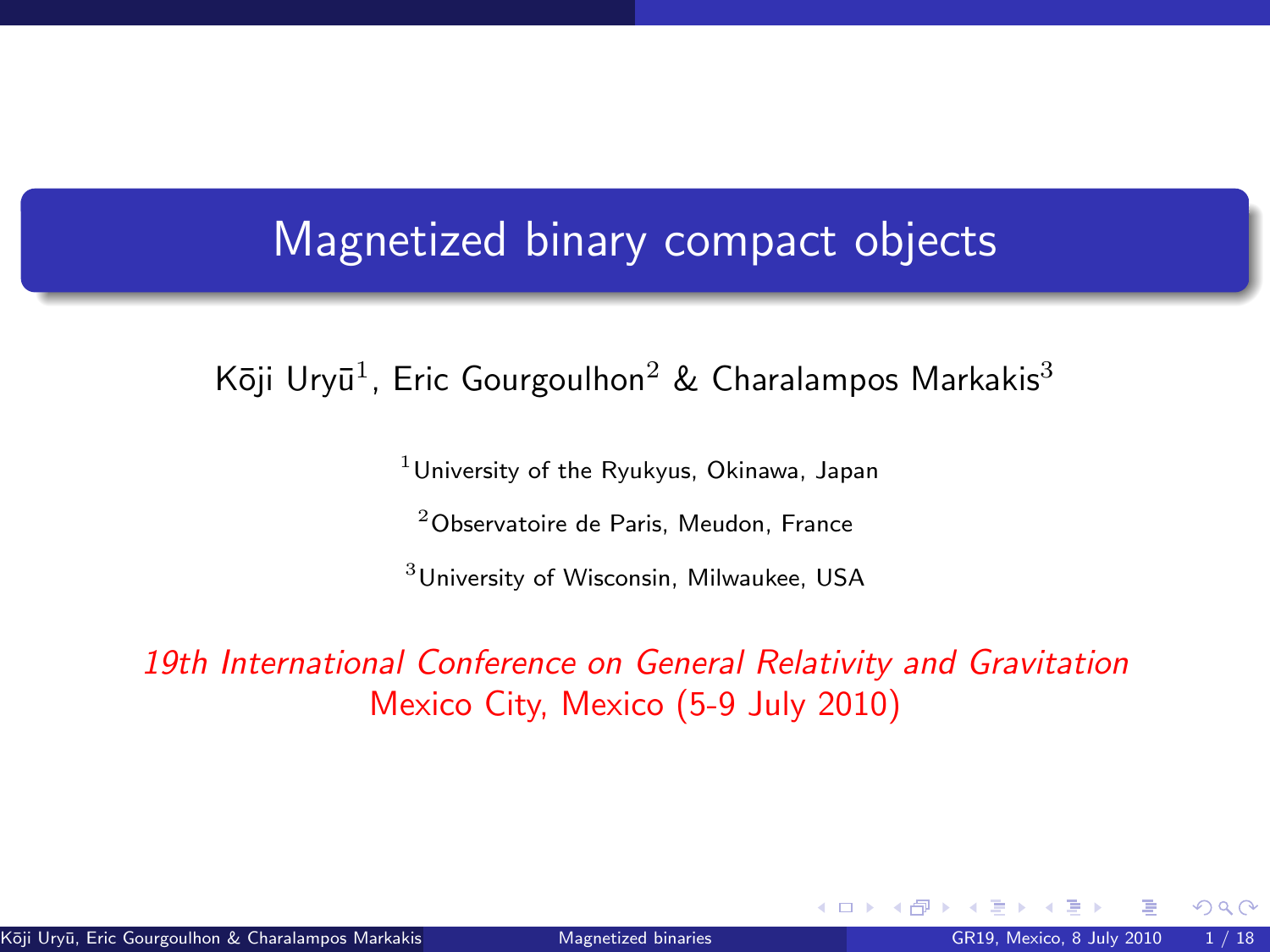# Magnetized binary compact objects

Kōji Uryū[1], Eric Gourgoulhon[2] & Charalampos Markakis[3]

[1]University of the Ryukyus, Okinawa, Japan

[2]Observatoire de Paris, Meudon, France

[3]University of Wisconsin, Milwaukee, USA

*19th International Conference on General Relativity and Gravitation*
Mexico City, Mexico (5-9 July 2010)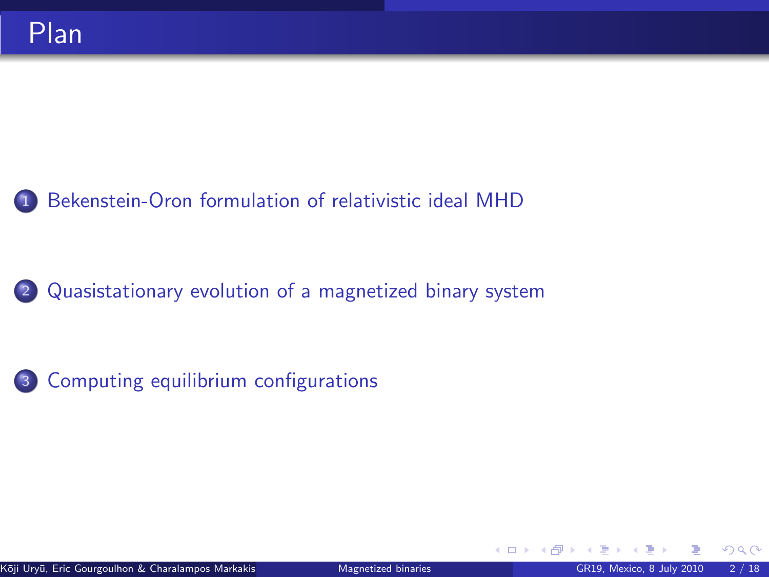# Plan

1. Bekenstein-Oron formulation of relativistic ideal MHD
2. Quasistationary evolution of a magnetized binary system
3. Computing equilibrium configurations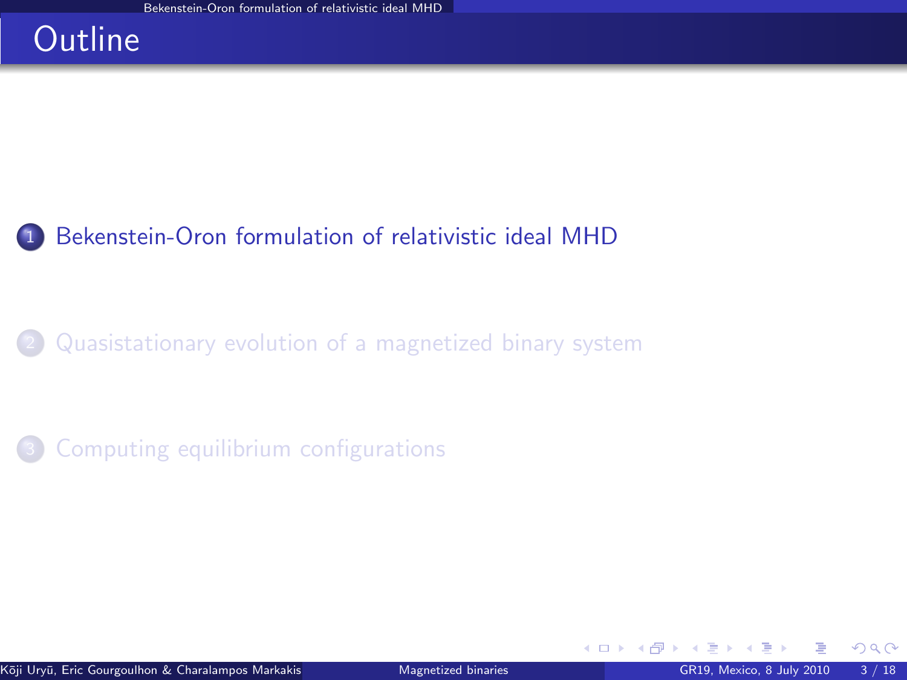# Outline

1. Bekenstein-Oron formulation of relativistic ideal MHD
2. Quasistationary evolution of a magnetized binary system
3. Computing equilibrium configurations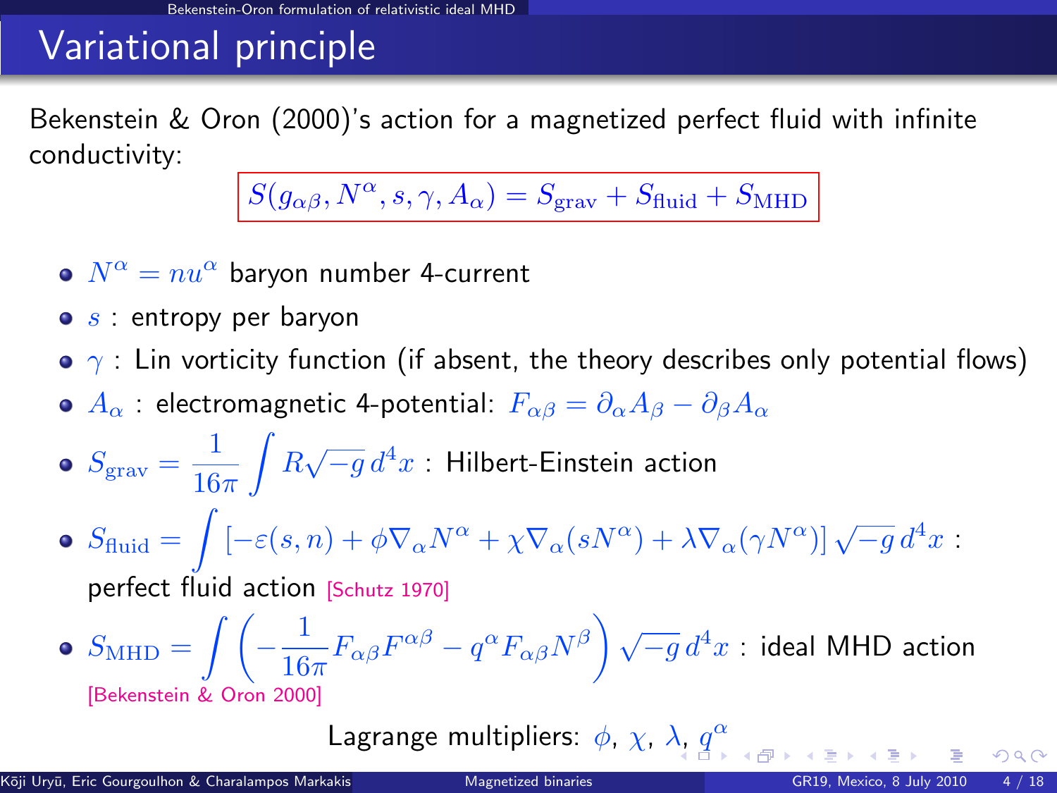# Variational principle

Bekenstein & Oron (2000)'s action for a magnetized perfect fluid with infinite conductivity:

$$S(g_{\alpha\beta}, N^\alpha, s, \gamma, A_\alpha) = S_{\rm grav} + S_{\rm fluid} + S_{\rm MHD}$$

- $N^\alpha = n u^\alpha$ baryon number 4-current
- $s$ : entropy per baryon
- $\gamma$ : Lin vorticity function (if absent, the theory describes only potential flows)
- $A_\alpha$ : electromagnetic 4-potential: $F_{\alpha\beta} = \partial_\alpha A_\beta - \partial_\beta A_\alpha$
- $S_{\rm grav} = \dfrac{1}{16\pi} \displaystyle\int R\sqrt{-g}\, d^4x$ : Hilbert-Einstein action
- $S_{\rm fluid} = \displaystyle\int \left[-\varepsilon(s,n) + \phi \nabla_\alpha N^\alpha + \chi \nabla_\alpha (s N^\alpha) + \lambda \nabla_\alpha (\gamma N^\alpha)\right] \sqrt{-g}\, d^4x$ : perfect fluid action [Schutz 1970]
- $S_{\rm MHD} = \displaystyle\int \left( -\frac{1}{16\pi} F_{\alpha\beta}F^{\alpha\beta} - q^\alpha F_{\alpha\beta} N^\beta \right) \sqrt{-g}\, d^4x$ : ideal MHD action [Bekenstein & Oron 2000]

Lagrange multipliers: $\phi$, $\chi$, $\lambda$, $q^\alpha$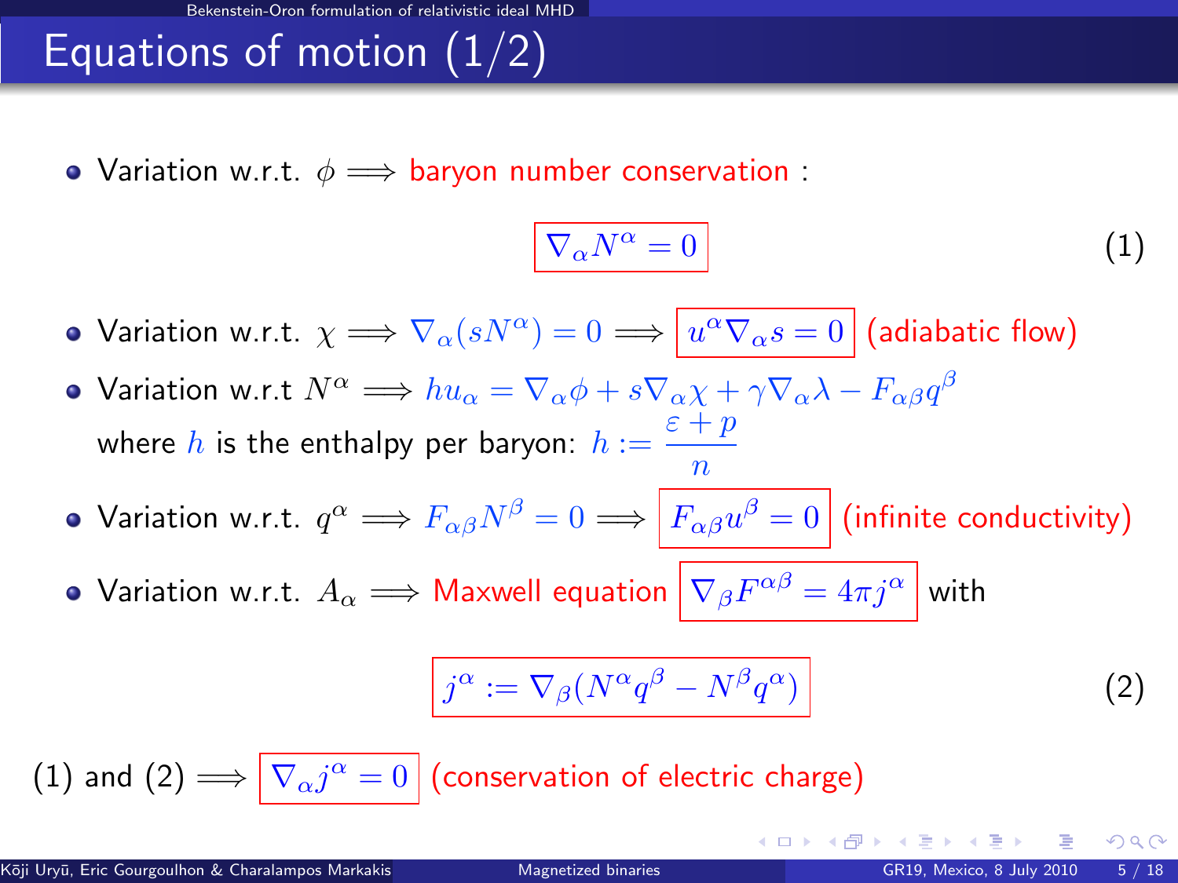# Equations of motion (1/2)

- Variation w.r.t. $\phi \Longrightarrow$ baryon number conservation :

$$\nabla_\alpha N^\alpha = 0 \qquad (1)$$

- Variation w.r.t. $\chi \Longrightarrow \nabla_\alpha (s N^\alpha) = 0 \Longrightarrow$ $u^\alpha \nabla_\alpha s = 0$ (adiabatic flow)
- Variation w.r.t $N^\alpha \Longrightarrow h u_\alpha = \nabla_\alpha \phi + s \nabla_\alpha \chi + \gamma \nabla_\alpha \lambda - F_{\alpha\beta} q^\beta$

  where $h$ is the enthalpy per baryon: $h := \dfrac{\varepsilon + p}{n}$
- Variation w.r.t. $q^\alpha \Longrightarrow F_{\alpha\beta} N^\beta = 0 \Longrightarrow$ $F_{\alpha\beta} u^\beta = 0$ (infinite conductivity)
- Variation w.r.t. $A_\alpha \Longrightarrow$ Maxwell equation $\nabla_\beta F^{\alpha\beta} = 4\pi j^\alpha$ with

$$j^\alpha := \nabla_\beta (N^\alpha q^\beta - N^\beta q^\alpha) \qquad (2)$$

(1) and (2) $\Longrightarrow$ $\nabla_\alpha j^\alpha = 0$ (conservation of electric charge)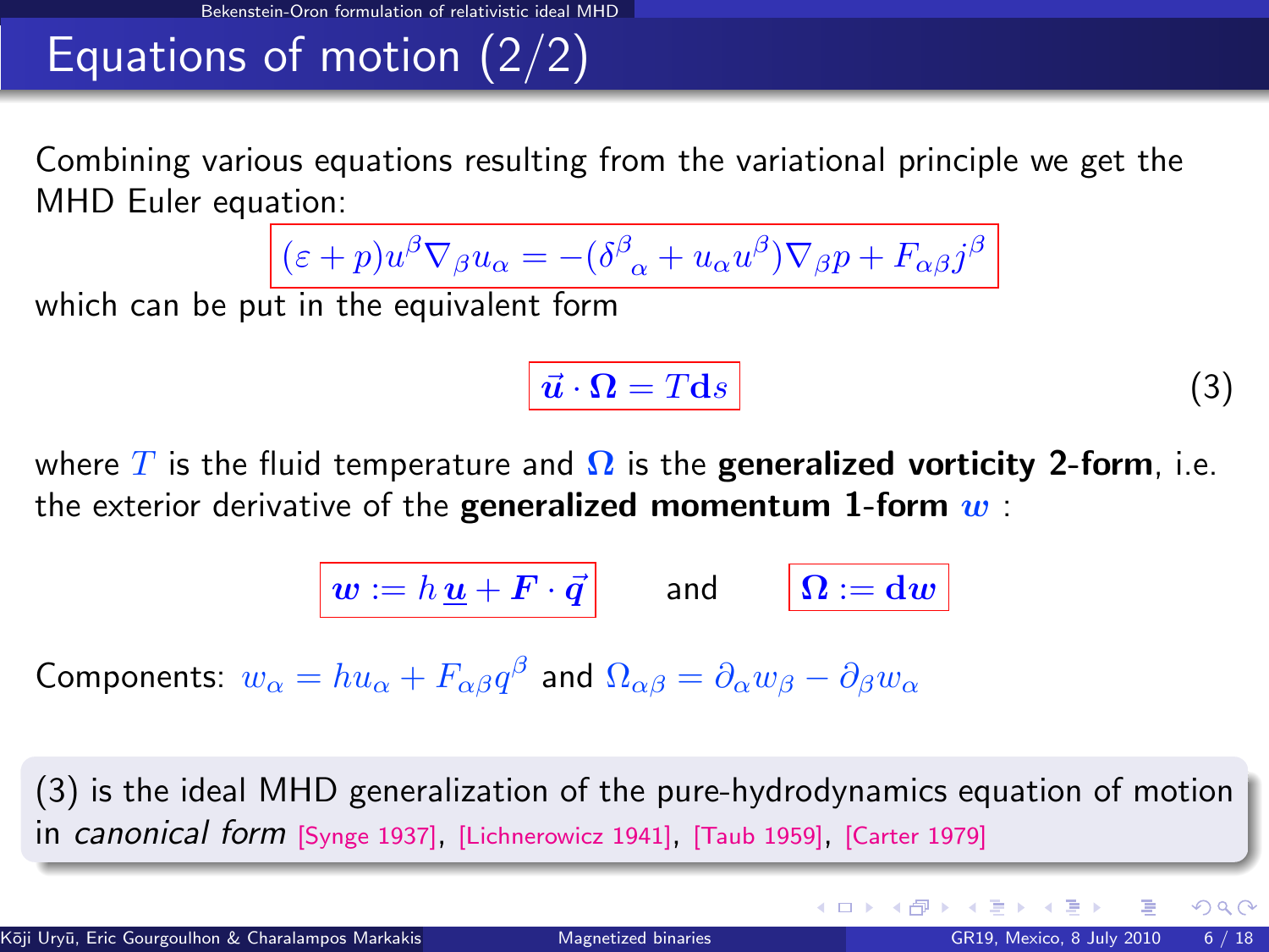## Equations of motion (2/2)

Combining various equations resulting from the variational principle we get the MHD Euler equation:

$$(\varepsilon + p) u^\beta \nabla_\beta u_\alpha = -(\delta^\beta{}_\alpha + u_\alpha u^\beta) \nabla_\beta p + F_{\alpha\beta} j^\beta$$

which can be put in the equivalent form

$$\vec{u} \cdot \boldsymbol{\Omega} = T \mathbf{d}s \qquad (3)$$

where $T$ is the fluid temperature and $\boldsymbol{\Omega}$ is the **generalized vorticity 2-form**, i.e. the exterior derivative of the **generalized momentum 1-form** $\boldsymbol{w}$ :

$$\boldsymbol{w} := h\,\underline{\boldsymbol{u}} + \boldsymbol{F} \cdot \vec{q} \qquad \text{and} \qquad \boldsymbol{\Omega} := \mathbf{d}\boldsymbol{w}$$

Components: $w_\alpha = h u_\alpha + F_{\alpha\beta} q^\beta$ and $\Omega_{\alpha\beta} = \partial_\alpha w_\beta - \partial_\beta w_\alpha$

(3) is the ideal MHD generalization of the pure-hydrodynamics equation of motion in *canonical form* [Synge 1937], [Lichnerowicz 1941], [Taub 1959], [Carter 1979]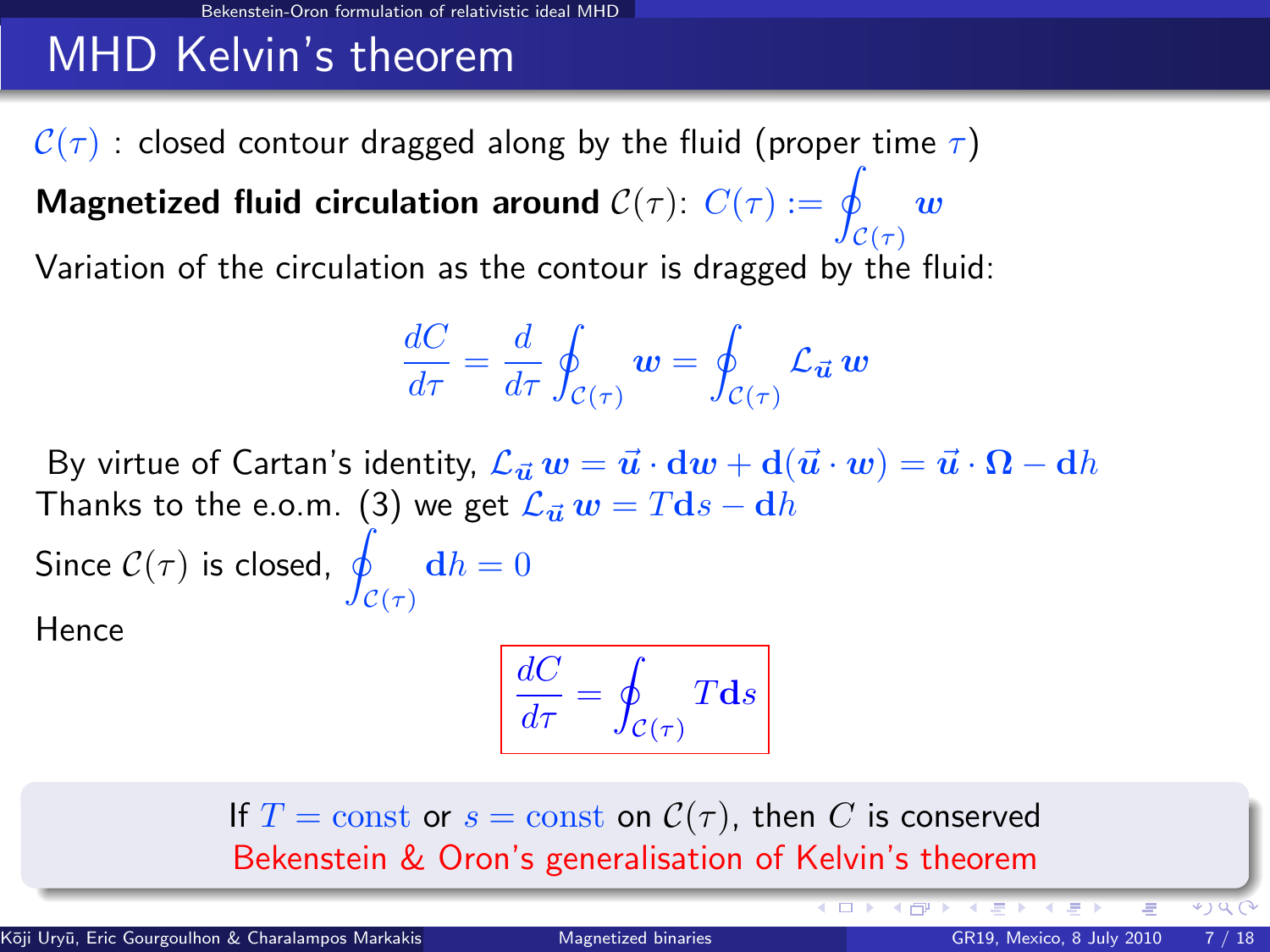# MHD Kelvin's theorem

$\mathcal{C}(\tau)$ : closed contour dragged along by the fluid (proper time $\tau$)

**Magnetized fluid circulation around** $\mathcal{C}(\tau)$: $C(\tau) := \oint_{\mathcal{C}(\tau)} \boldsymbol{w}$

Variation of the circulation as the contour is dragged by the fluid:

$$\frac{dC}{d\tau} = \frac{d}{d\tau} \oint_{\mathcal{C}(\tau)} \boldsymbol{w} = \oint_{\mathcal{C}(\tau)} \mathcal{L}_{\vec{u}}\, \boldsymbol{w}$$

By virtue of Cartan's identity, $\mathcal{L}_{\vec{u}}\, \boldsymbol{w} = \vec{u} \cdot \mathbf{d}\boldsymbol{w} + \mathbf{d}(\vec{u} \cdot \boldsymbol{w}) = \vec{u} \cdot \boldsymbol{\Omega} - \mathbf{d}h$

Thanks to the e.o.m. (3) we get $\mathcal{L}_{\vec{u}}\, \boldsymbol{w} = T\mathbf{d}s - \mathbf{d}h$

Since $\mathcal{C}(\tau)$ is closed, $\oint_{\mathcal{C}(\tau)} \mathbf{d}h = 0$

Hence

$$\boxed{\frac{dC}{d\tau} = \oint_{\mathcal{C}(\tau)} T\mathbf{d}s}$$

If $T = \text{const}$ or $s = \text{const}$ on $\mathcal{C}(\tau)$, then $C$ is conserved

Bekenstein & Oron's generalisation of Kelvin's theorem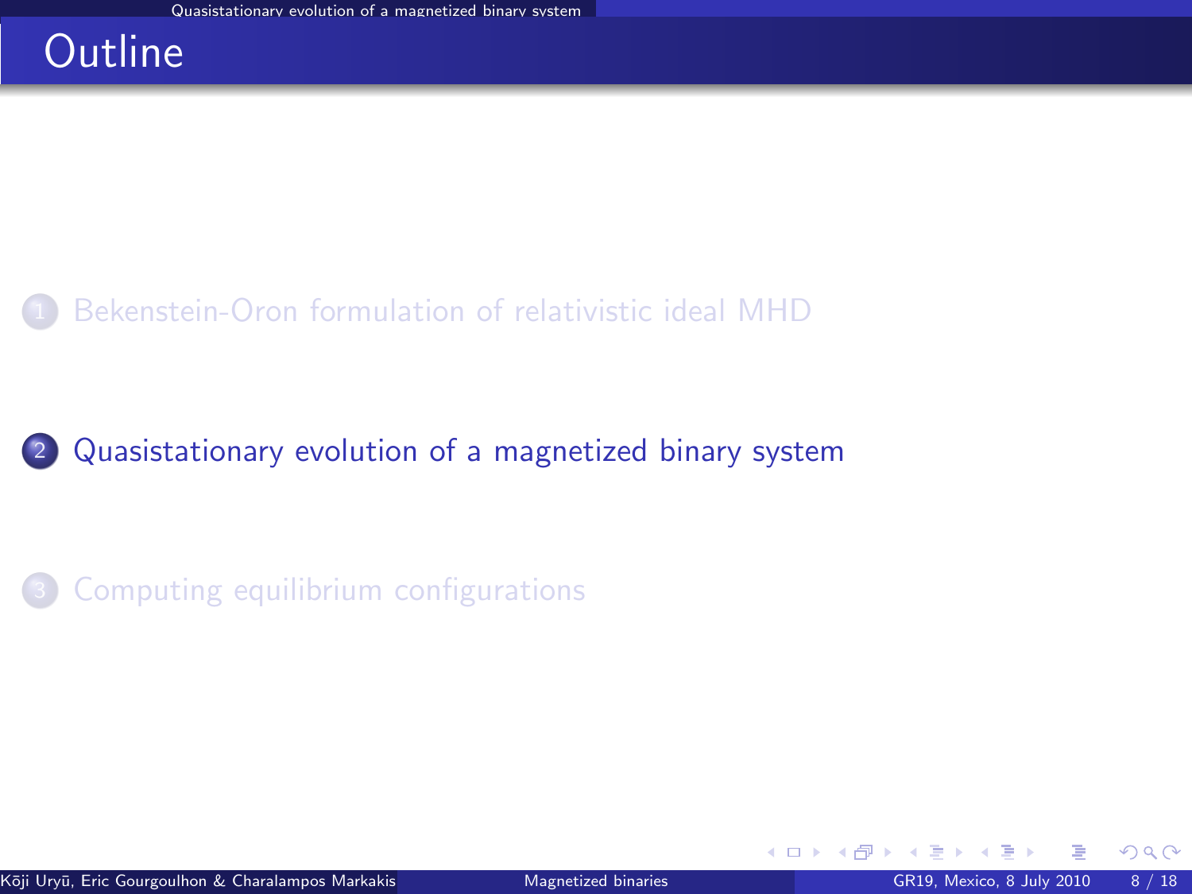# Outline

1. Bekenstein-Oron formulation of relativistic ideal MHD
2. Quasistationary evolution of a magnetized binary system
3. Computing equilibrium configurations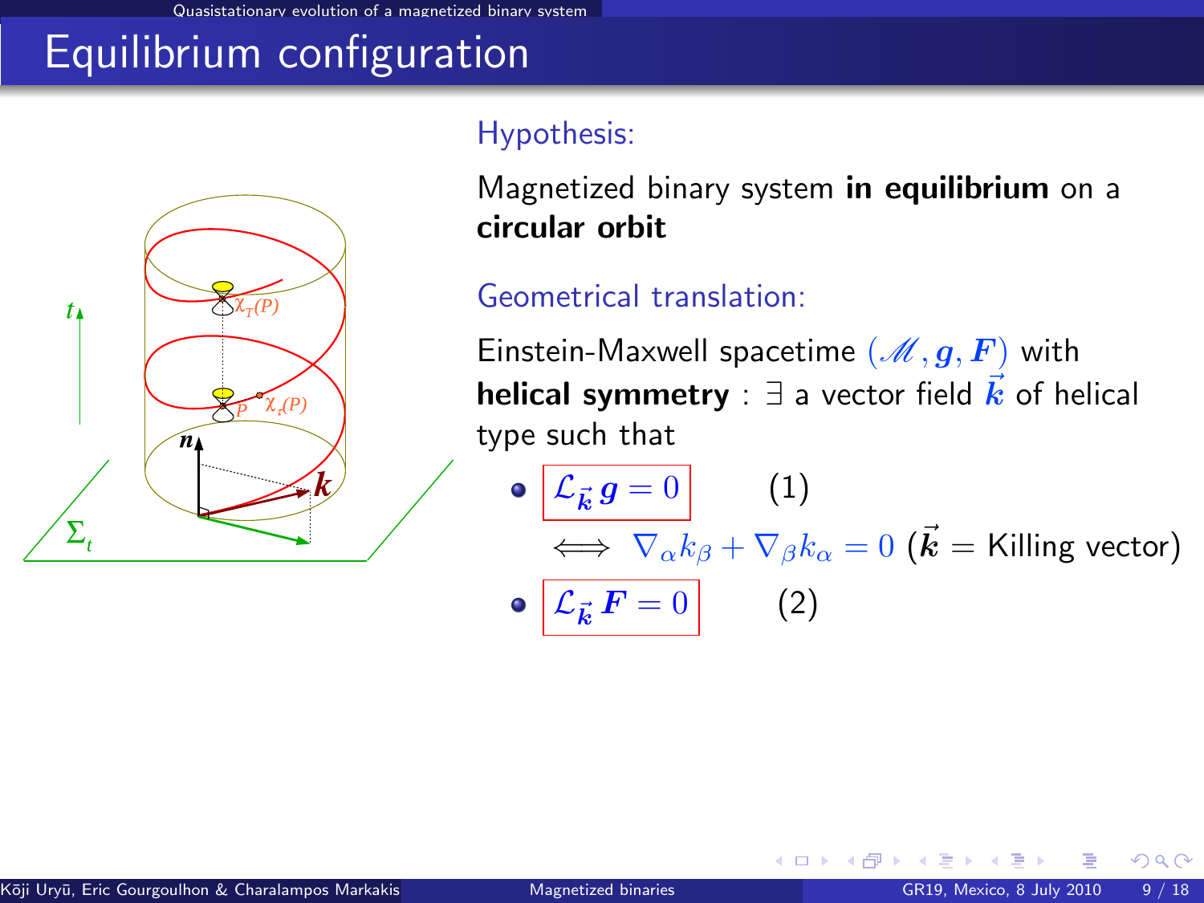# Equilibrium configuration

### Hypothesis:

Magnetized binary system **in equilibrium** on a **circular orbit**

### Geometrical translation:

Einstein-Maxwell spacetime $(\mathscr{M}, \boldsymbol{g}, \boldsymbol{F})$ with **helical symmetry** : $\exists$ a vector field $\vec{\boldsymbol{k}}$ of helical type such that

- $\mathcal{L}_{\vec{\boldsymbol{k}}}\, \boldsymbol{g} = 0$ (1)

  $\iff \nabla_\alpha k_\beta + \nabla_\beta k_\alpha = 0$ ($\vec{\boldsymbol{k}}$ = Killing vector)

- $\mathcal{L}_{\vec{\boldsymbol{k}}}\, \boldsymbol{F} = 0$ (2)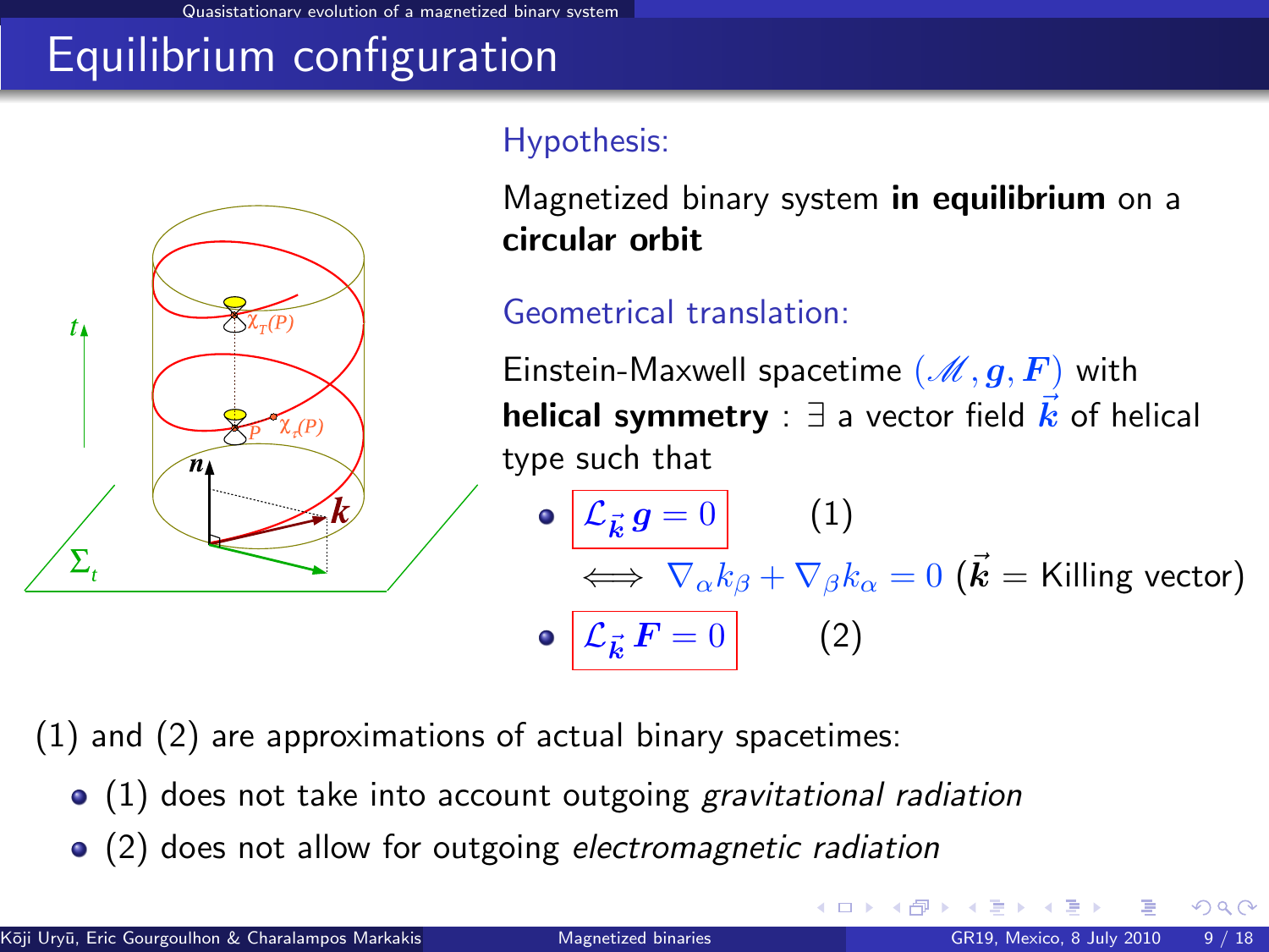# Equilibrium configuration

## Hypothesis:

Magnetized binary system **in equilibrium** on a **circular orbit**

## Geometrical translation:

Einstein-Maxwell spacetime $(\mathscr{M}, \boldsymbol{g}, \boldsymbol{F})$ with **helical symmetry** : $\exists$ a vector field $\vec{\boldsymbol{k}}$ of helical type such that

- $\mathcal{L}_{\vec{\boldsymbol{k}}}\, \boldsymbol{g} = 0$ (1)

  $\iff \nabla_\alpha k_\beta + \nabla_\beta k_\alpha = 0$ ($\vec{\boldsymbol{k}}$ = Killing vector)

- $\mathcal{L}_{\vec{\boldsymbol{k}}}\, \boldsymbol{F} = 0$ (2)

(1) and (2) are approximations of actual binary spacetimes:

- (1) does not take into account outgoing *gravitational radiation*
- (2) does not allow for outgoing *electromagnetic radiation*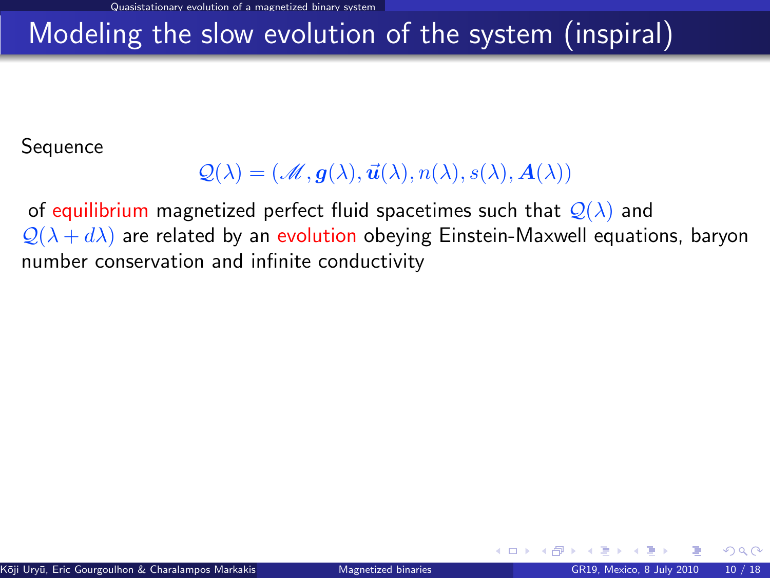# Modeling the slow evolution of the system (inspiral)

Sequence

$$\mathcal{Q}(\lambda) = (\mathscr{M}, \boldsymbol{g}(\lambda), \vec{\boldsymbol{u}}(\lambda), n(\lambda), s(\lambda), \boldsymbol{A}(\lambda))$$

of equilibrium magnetized perfect fluid spacetimes such that $\mathcal{Q}(\lambda)$ and $\mathcal{Q}(\lambda + d\lambda)$ are related by an evolution obeying Einstein-Maxwell equations, baryon number conservation and infinite conductivity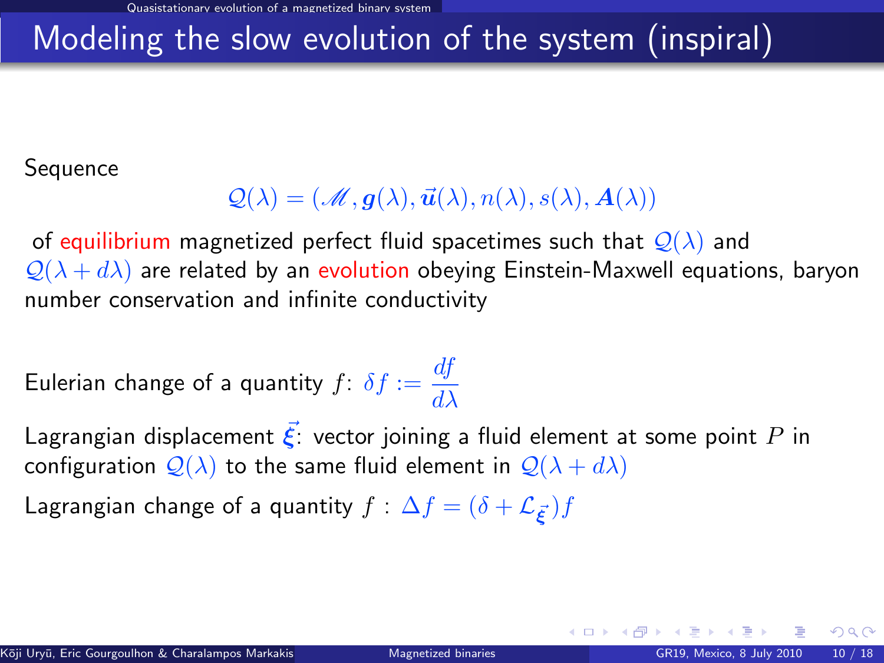# Modeling the slow evolution of the system (inspiral)

Sequence

$$\mathcal{Q}(\lambda) = (\mathscr{M}, \boldsymbol{g}(\lambda), \vec{\boldsymbol{u}}(\lambda), n(\lambda), s(\lambda), \boldsymbol{A}(\lambda))$$

of equilibrium magnetized perfect fluid spacetimes such that $\mathcal{Q}(\lambda)$ and $\mathcal{Q}(\lambda + d\lambda)$ are related by an evolution obeying Einstein-Maxwell equations, baryon number conservation and infinite conductivity

Eulerian change of a quantity $f$: $\delta f := \dfrac{df}{d\lambda}$

Lagrangian displacement $\vec{\boldsymbol{\xi}}$: vector joining a fluid element at some point $P$ in configuration $\mathcal{Q}(\lambda)$ to the same fluid element in $\mathcal{Q}(\lambda + d\lambda)$

Lagrangian change of a quantity $f$ : $\Delta f = (\delta + \mathcal{L}_{\vec{\boldsymbol{\xi}}}) f$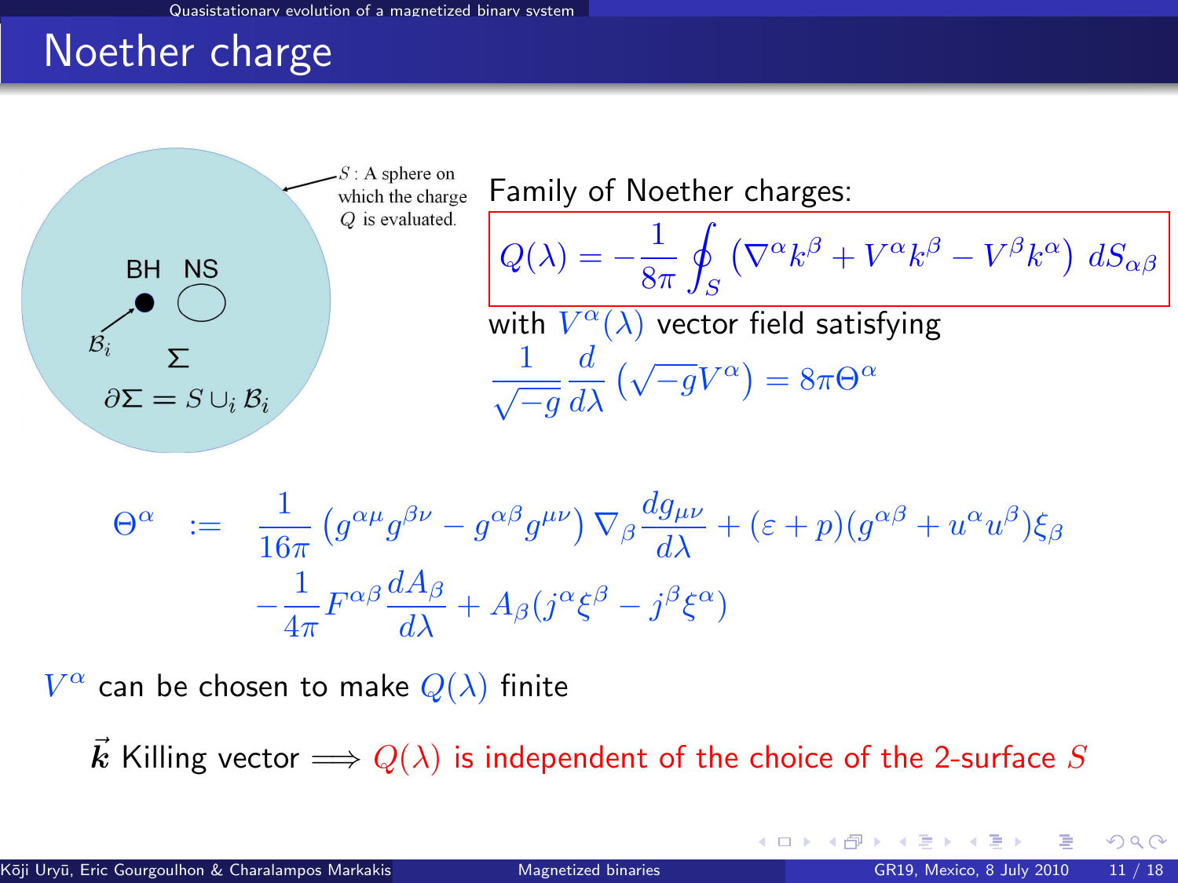# Noether charge

$S$ : A sphere on which the charge $Q$ is evaluated.

BH NS

$\mathcal{B}_i$

$\Sigma$

$\partial\Sigma = S \cup_i \mathcal{B}_i$

Family of Noether charges:

$$Q(\lambda) = -\frac{1}{8\pi}\oint_S \left(\nabla^\alpha k^\beta + V^\alpha k^\beta - V^\beta k^\alpha\right)\, dS_{\alpha\beta}$$

with $V^\alpha(\lambda)$ vector field satisfying

$$\frac{1}{\sqrt{-g}}\frac{d}{d\lambda}\left(\sqrt{-g}V^\alpha\right) = 8\pi\Theta^\alpha$$

$$\begin{aligned}\Theta^\alpha \;:=\; & \frac{1}{16\pi}\left(g^{\alpha\mu}g^{\beta\nu} - g^{\alpha\beta}g^{\mu\nu}\right)\nabla_\beta\frac{dg_{\mu\nu}}{d\lambda} + (\varepsilon + p)(g^{\alpha\beta} + u^\alpha u^\beta)\xi_\beta \\ & -\frac{1}{4\pi}F^{\alpha\beta}\frac{dA_\beta}{d\lambda} + A_\beta(j^\alpha\xi^\beta - j^\beta\xi^\alpha)\end{aligned}$$

$V^\alpha$ can be chosen to make $Q(\lambda)$ finite

$\vec{k}$ Killing vector $\Longrightarrow$ $Q(\lambda)$ is independent of the choice of the 2-surface $S$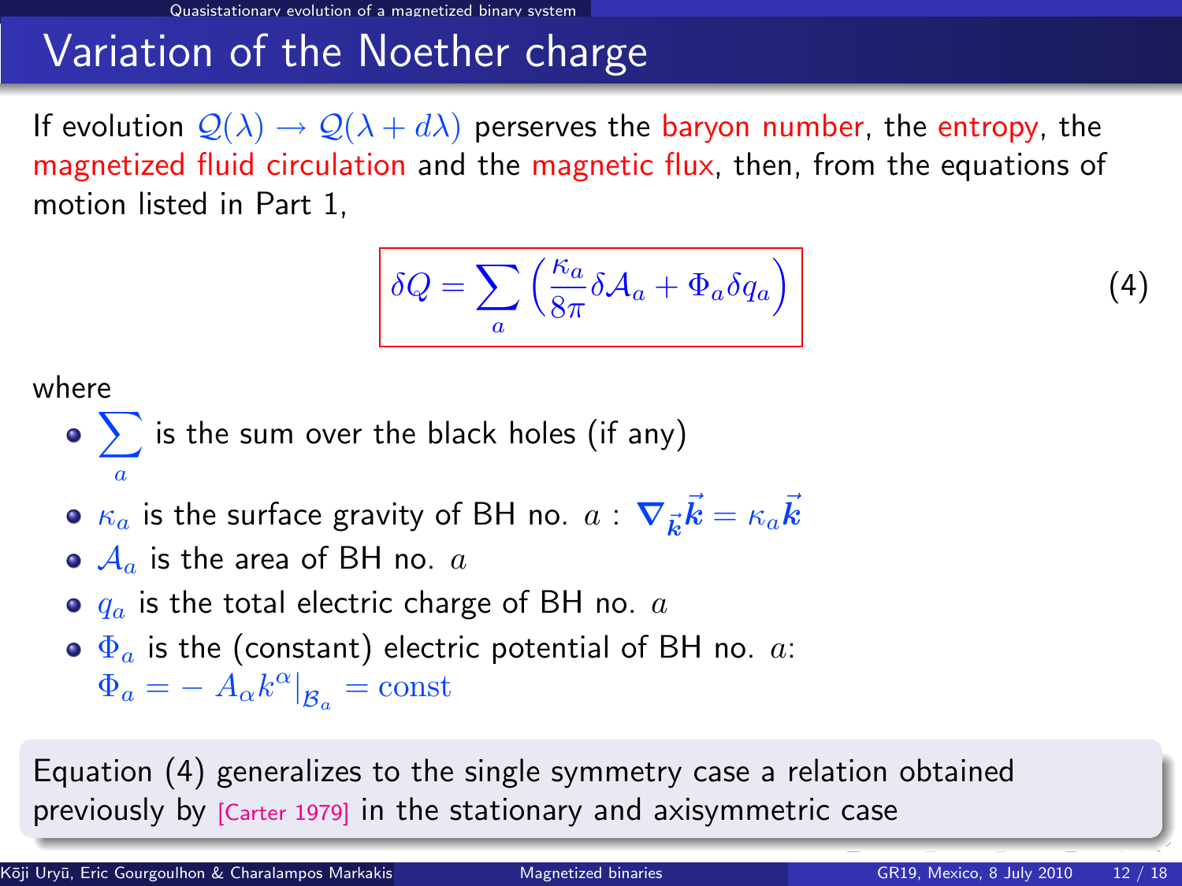# Variation of the Noether charge

If evolution $\mathcal{Q}(\lambda) \to \mathcal{Q}(\lambda + d\lambda)$ perserves the baryon number, the entropy, the magnetized fluid circulation and the magnetic flux, then, from the equations of motion listed in Part 1,

$$\delta Q = \sum_a \left( \frac{\kappa_a}{8\pi} \delta \mathcal{A}_a + \Phi_a \delta q_a \right) \tag{4}$$

where

- $\sum_a$ is the sum over the black holes (if any)
- $\kappa_a$ is the surface gravity of BH no. $a$ : $\boldsymbol{\nabla}_{\vec{k}} \vec{\boldsymbol{k}} = \kappa_a \vec{\boldsymbol{k}}$
- $\mathcal{A}_a$ is the area of BH no. $a$
- $q_a$ is the total electric charge of BH no. $a$
- $\Phi_a$ is the (constant) electric potential of BH no. $a$: $\Phi_a = - A_\alpha k^\alpha|_{\mathcal{B}_a} = \text{const}$

Equation (4) generalizes to the single symmetry case a relation obtained previously by [Carter 1979] in the stationary and axisymmetric case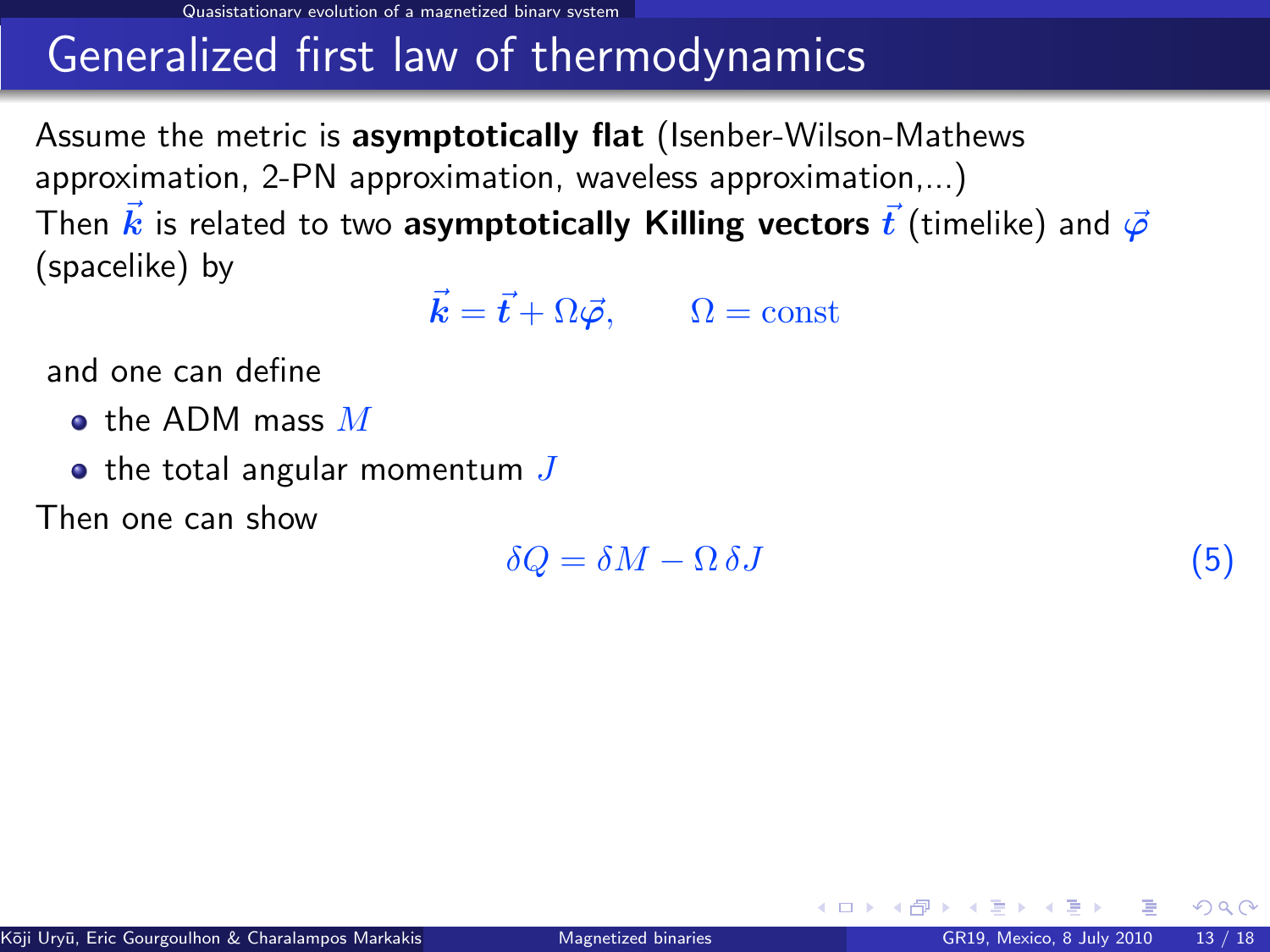# Generalized first law of thermodynamics

Assume the metric is **asymptotically flat** (Isenber-Wilson-Mathews approximation, 2-PN approximation, waveless approximation,...)

Then $\vec{k}$ is related to two **asymptotically Killing vectors** $\vec{t}$ (timelike) and $\vec{\varphi}$ (spacelike) by

$$\vec{k} = \vec{t} + \Omega\vec{\varphi}, \qquad \Omega = \text{const}$$

and one can define

- the ADM mass $M$
- the total angular momentum $J$

Then one can show

$$\delta Q = \delta M - \Omega\,\delta J \tag{5}$$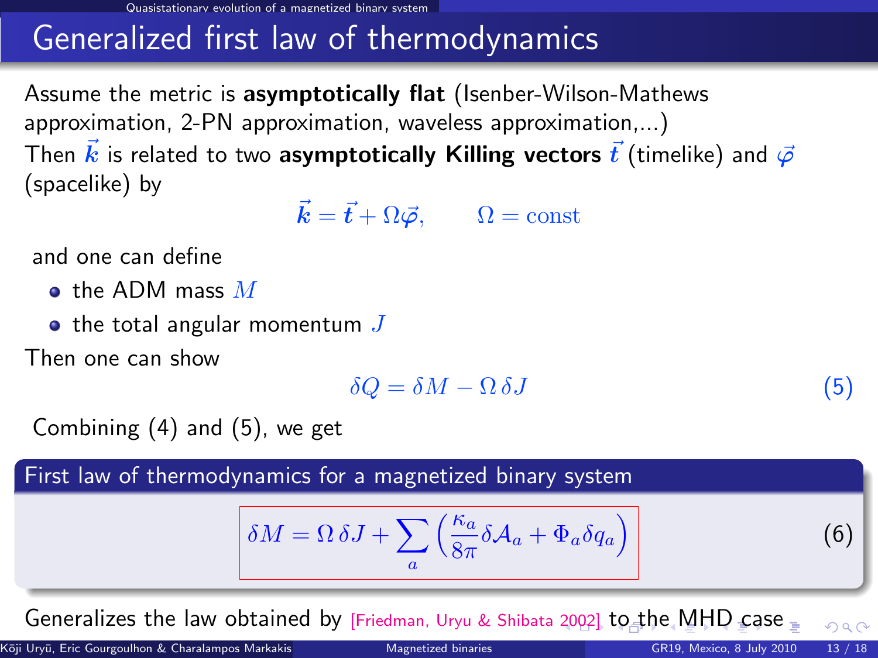# Generalized first law of thermodynamics

Assume the metric is **asymptotically flat** (Isenber-Wilson-Mathews approximation, 2-PN approximation, waveless approximation,...)
Then $\vec{k}$ is related to two **asymptotically Killing vectors** $\vec{t}$ (timelike) and $\vec{\varphi}$ (spacelike) by

$$\vec{k} = \vec{t} + \Omega\vec{\varphi}, \qquad \Omega = \mathrm{const}$$

and one can define

- the ADM mass $M$
- the total angular momentum $J$

Then one can show

$$\delta Q = \delta M - \Omega\,\delta J \tag{5}$$

Combining (4) and (5), we get

**First law of thermodynamics for a magnetized binary system**

$$\delta M = \Omega\,\delta J + \sum_a \left( \frac{\kappa_a}{8\pi} \delta \mathcal{A}_a + \Phi_a \delta q_a \right) \tag{6}$$

Generalizes the law obtained by [Friedman, Uryu & Shibata 2002] to the MHD case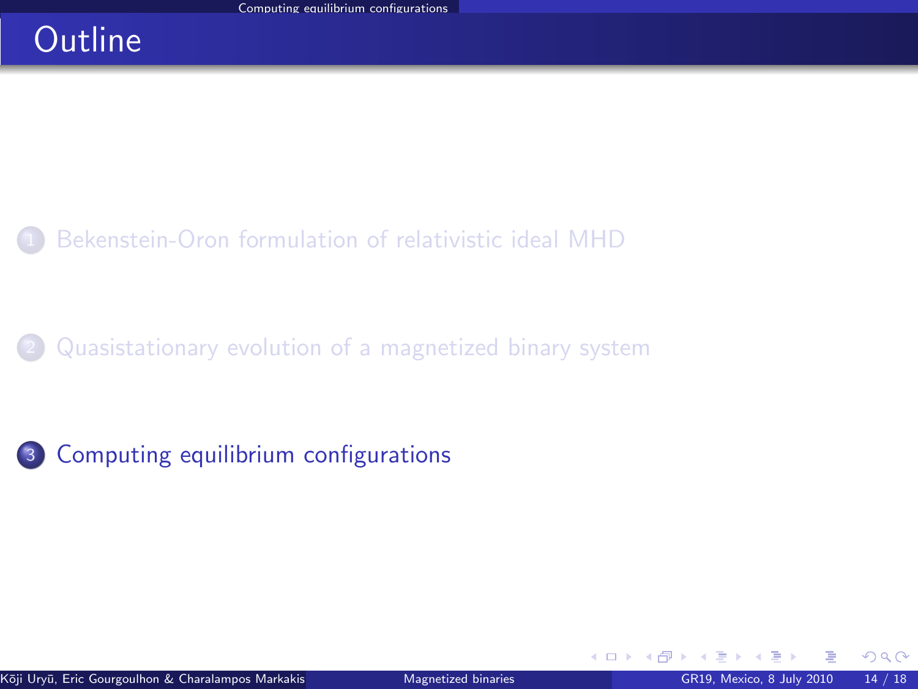# Outline

1. Bekenstein-Oron formulation of relativistic ideal MHD
2. Quasistationary evolution of a magnetized binary system
3. Computing equilibrium configurations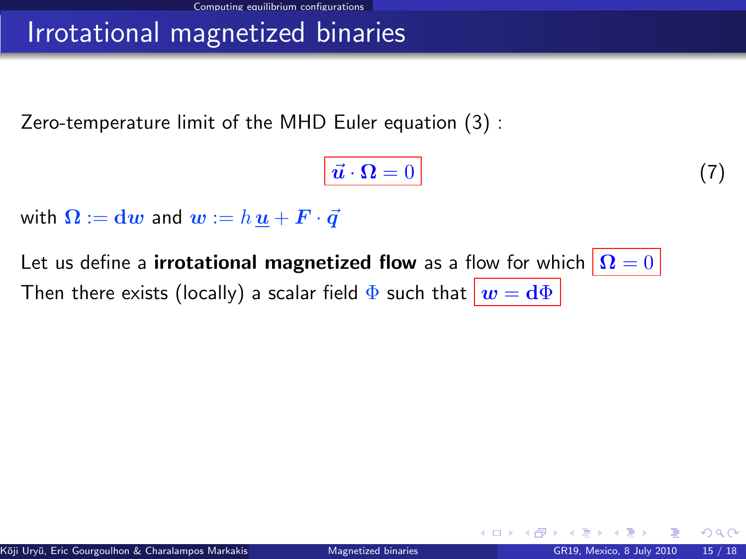# Irrotational magnetized binaries

Zero-temperature limit of the MHD Euler equation (3) :

$$\boxed{\vec{\boldsymbol{u}} \cdot \boldsymbol{\Omega} = 0} \tag{7}$$

with $\boldsymbol{\Omega} := \mathbf{d}\boldsymbol{w}$ and $\boldsymbol{w} := h\,\underline{\boldsymbol{u}} + \boldsymbol{F} \cdot \vec{\boldsymbol{q}}$

Let us define a **irrotational magnetized flow** as a flow for which $\boxed{\boldsymbol{\Omega} = 0}$

Then there exists (locally) a scalar field $\Phi$ such that $\boxed{\boldsymbol{w} = \mathbf{d}\Phi}$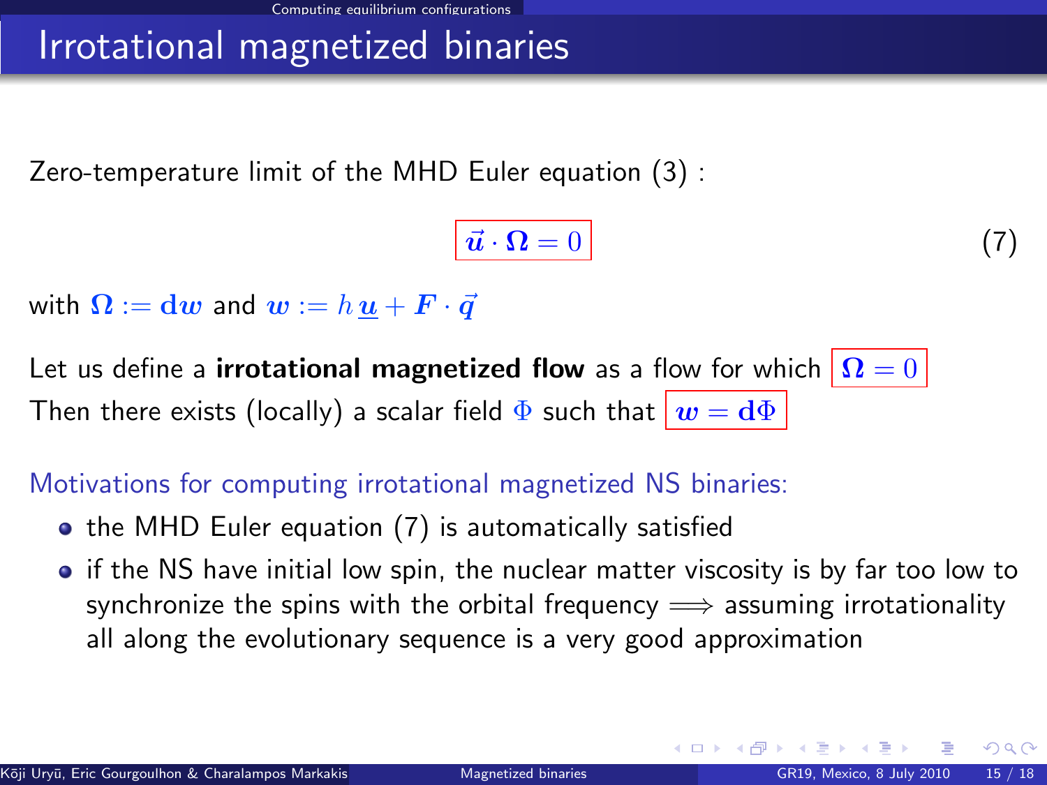# Irrotational magnetized binaries

Zero-temperature limit of the MHD Euler equation (3) :

$$\boxed{\vec{\boldsymbol{u}} \cdot \boldsymbol{\Omega} = 0} \qquad (7)$$

with $\boldsymbol{\Omega} := \mathbf{d}\boldsymbol{w}$ and $\boldsymbol{w} := h\,\underline{\boldsymbol{u}} + \boldsymbol{F} \cdot \vec{\boldsymbol{q}}$

Let us define a **irrotational magnetized flow** as a flow for which $\boxed{\boldsymbol{\Omega} = 0}$

Then there exists (locally) a scalar field $\Phi$ such that $\boxed{\boldsymbol{w} = \mathbf{d}\Phi}$

Motivations for computing irrotational magnetized NS binaries:

- the MHD Euler equation (7) is automatically satisfied
- if the NS have initial low spin, the nuclear matter viscosity is by far too low to synchronize the spins with the orbital frequency $\Longrightarrow$ assuming irrotationality all along the evolutionary sequence is a very good approximation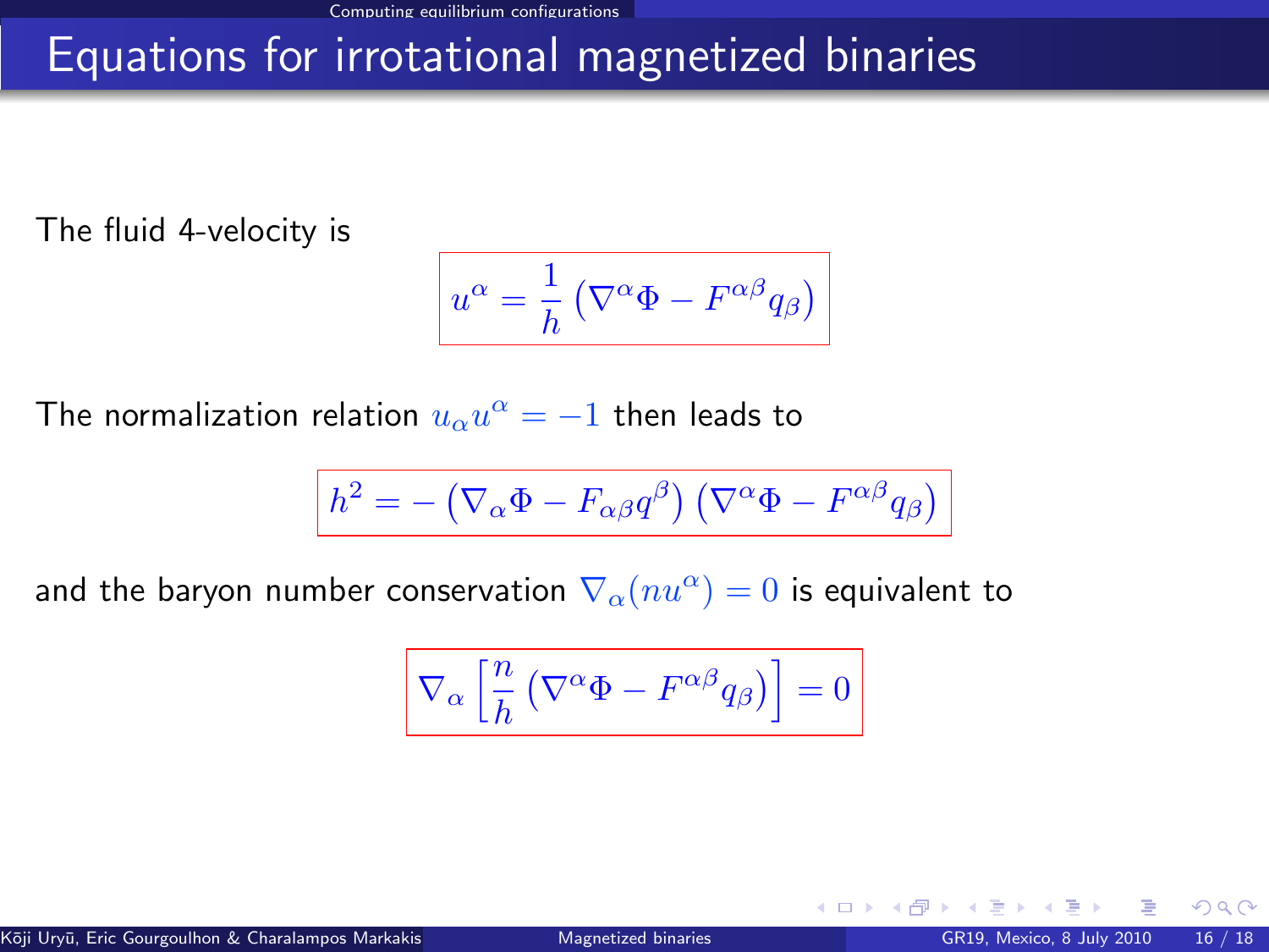# Equations for irrotational magnetized binaries

The fluid 4-velocity is

$$u^\alpha = \frac{1}{h}\left(\nabla^\alpha \Phi - F^{\alpha\beta} q_\beta\right)$$

The normalization relation $u_\alpha u^\alpha = -1$ then leads to

$$h^2 = -\left(\nabla_\alpha \Phi - F_{\alpha\beta} q^\beta\right)\left(\nabla^\alpha \Phi - F^{\alpha\beta} q_\beta\right)$$

and the baryon number conservation $\nabla_\alpha (n u^\alpha) = 0$ is equivalent to

$$\nabla_\alpha \left[\frac{n}{h}\left(\nabla^\alpha \Phi - F^{\alpha\beta} q_\beta\right)\right] = 0$$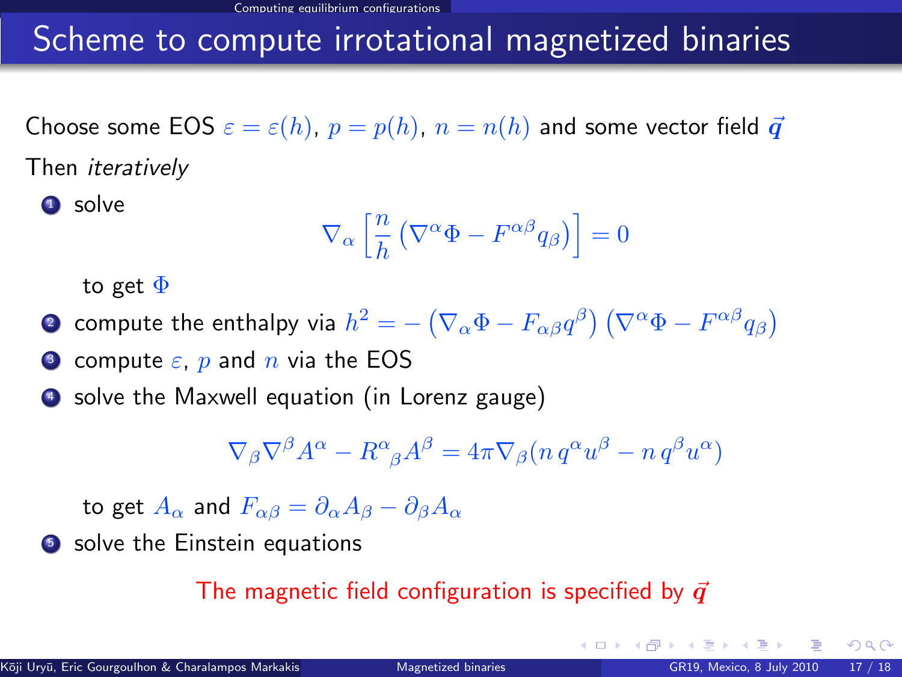# Scheme to compute irrotational magnetized binaries

Choose some EOS $\varepsilon = \varepsilon(h)$, $p = p(h)$, $n = n(h)$ and some vector field $\vec{q}$

Then *iteratively*

1. solve

$$\nabla_\alpha \left[ \frac{n}{h} \left( \nabla^\alpha \Phi - F^{\alpha\beta} q_\beta \right) \right] = 0$$

   to get $\Phi$

2. compute the enthalpy via $h^2 = -\left( \nabla_\alpha \Phi - F_{\alpha\beta} q^\beta \right) \left( \nabla^\alpha \Phi - F^{\alpha\beta} q_\beta \right)$
3. compute $\varepsilon$, $p$ and $n$ via the EOS
4. solve the Maxwell equation (in Lorenz gauge)

$$\nabla_\beta \nabla^\beta A^\alpha - R^\alpha{}_\beta A^\beta = 4\pi \nabla_\beta (n\, q^\alpha u^\beta - n\, q^\beta u^\alpha)$$

   to get $A_\alpha$ and $F_{\alpha\beta} = \partial_\alpha A_\beta - \partial_\beta A_\alpha$

5. solve the Einstein equations

The magnetic field configuration is specified by $\vec{q}$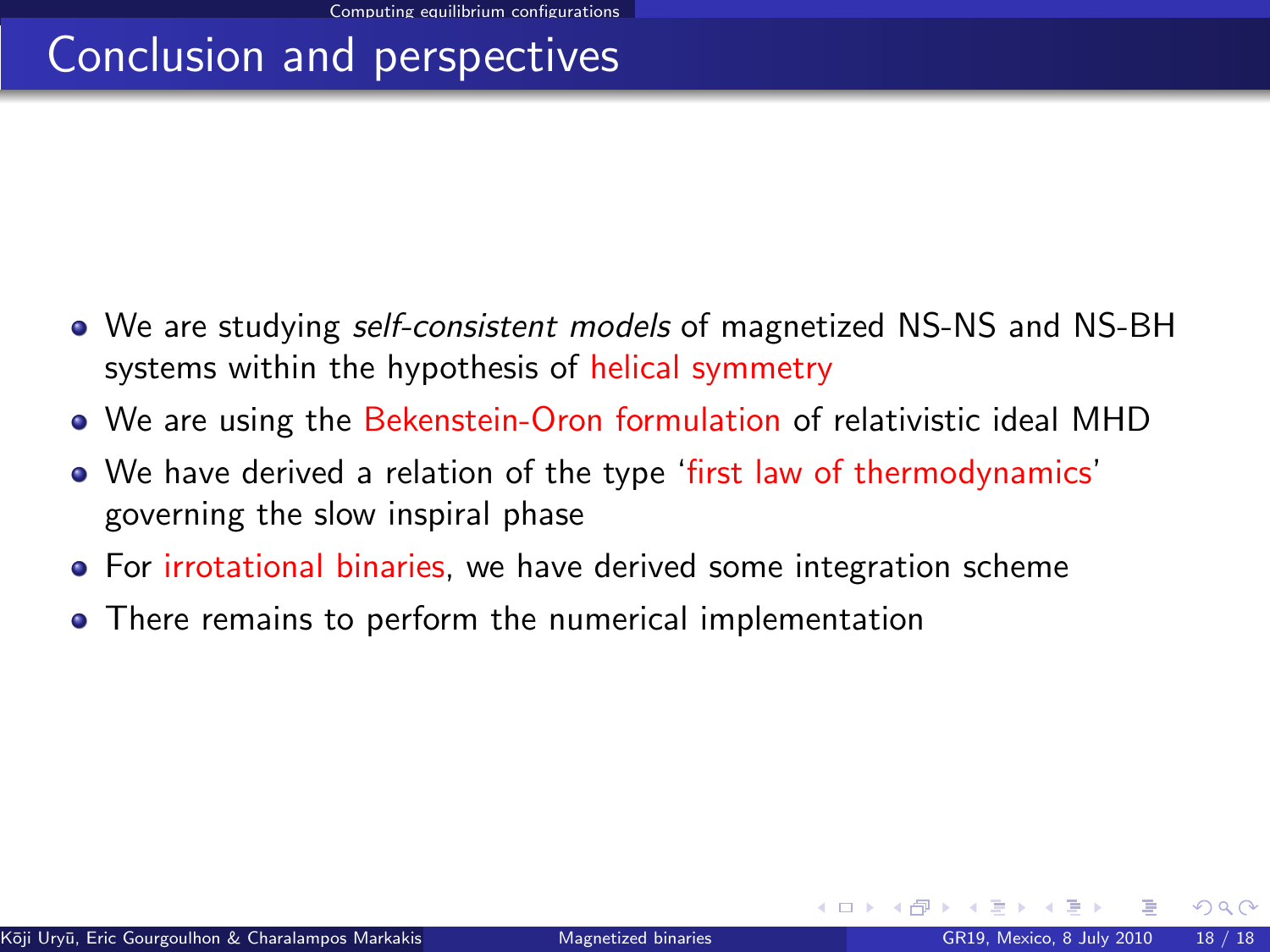# Conclusion and perspectives

- We are studying *self-consistent models* of magnetized NS-NS and NS-BH systems within the hypothesis of helical symmetry
- We are using the Bekenstein-Oron formulation of relativistic ideal MHD
- We have derived a relation of the type 'first law of thermodynamics' governing the slow inspiral phase
- For irrotational binaries, we have derived some integration scheme
- There remains to perform the numerical implementation